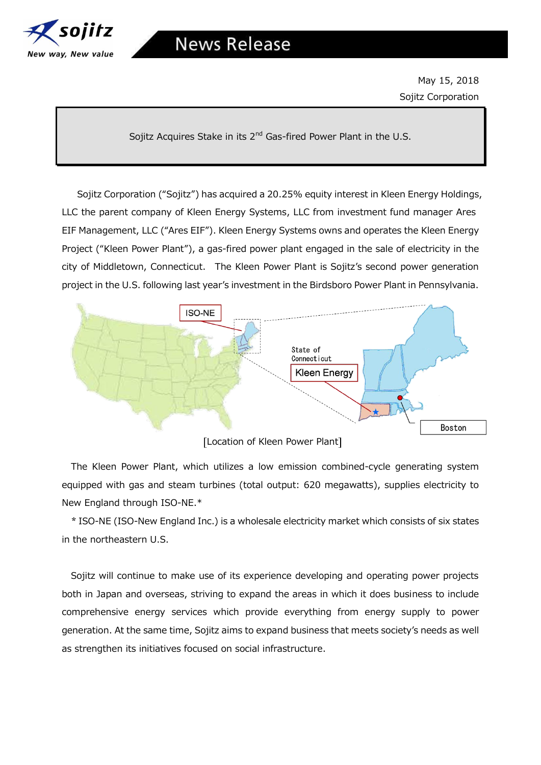News Release

May 15, 2018

Sojitz Corporation

# Sojitz Acquires Stake in its 2nd Gas-fired Power Plant in the U.S.

Sojitz Corporation ("Sojitz") has acquired a 20.25% equity interest in Kleen Energy Holdings, LLC the parent company of Kleen Energy Systems, LLC from investment fund manager Ares EIF Management, LLC ("Ares EIF"). Kleen Energy Systems owns and operates the Kleen Energy Project ("Kleen Power Plant"), a gas-fired power plant engaged in the sale of electricity in the city of Middletown, Connecticut. The Kleen Power Plant is Sojitz's second power generation project in the U.S. following last year's investment in the Birdsboro Power Plant in Pennsylvania.

[Location of Kleen Power Plant]

The Kleen Power Plant, which utilizes a low emission combined-cycle generating system equipped with gas and steam turbines (total output: 620 megawatts), supplies electricity to New England through ISO-NE.*

\* ISO-NE (ISO-New England Inc.) is a wholesale electricity market which consists of six states in the northeastern U.S.

Sojitz will continue to make use of its experience developing and operating power projects both in Japan and overseas, striving to expand the areas in which it does business to include comprehensive energy services which provide everything from energy supply to power generation. At the same time, Sojitz aims to expand business that meets society's needs as well as strengthen its initiatives focused on social infrastructure.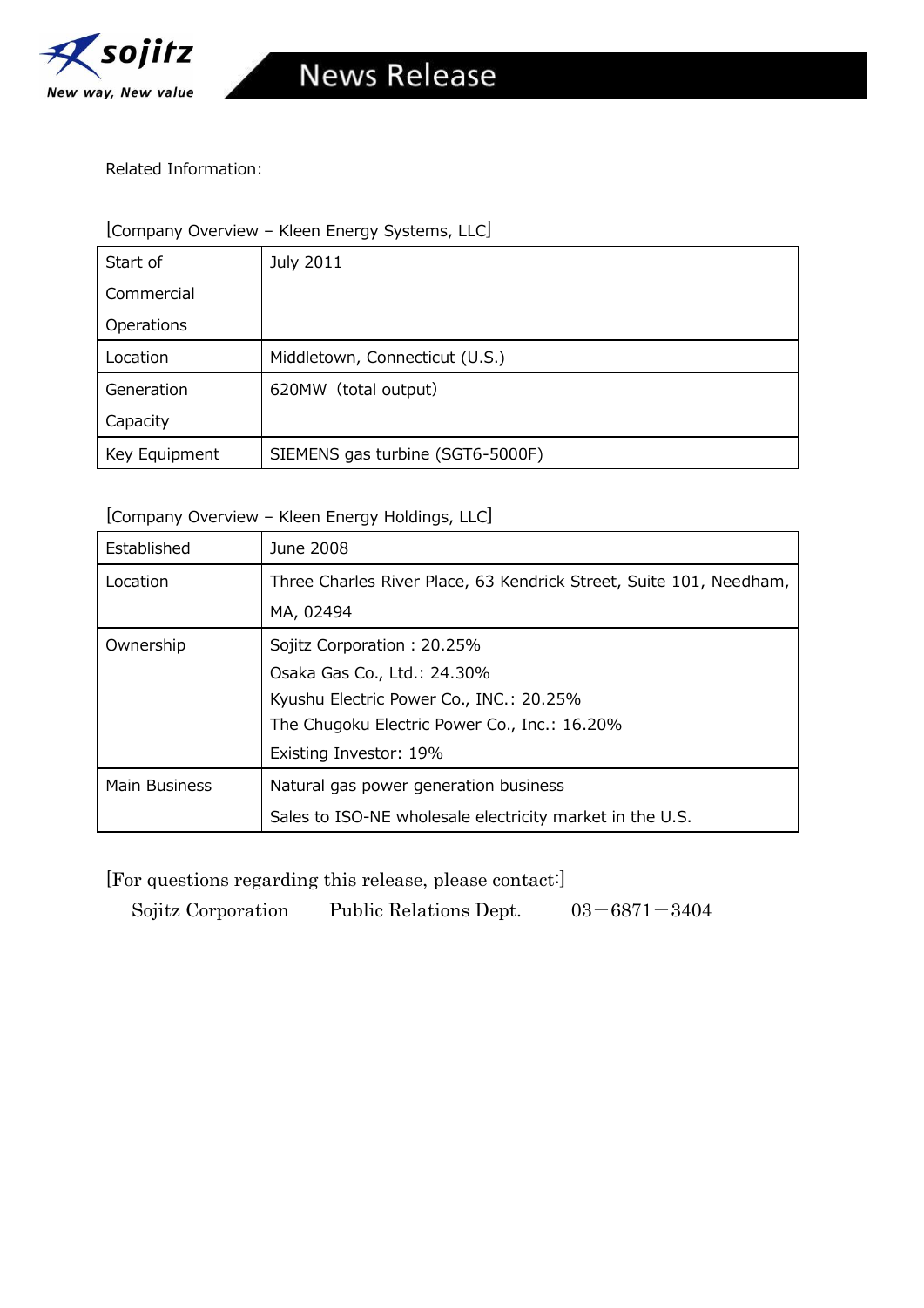Related Information:

[Company Overview – Kleen Energy Systems, LLC]

| | |
|---|---|
| Start of Commercial Operations | July 2011 |
| Location | Middletown, Connecticut (U.S.) |
| Generation Capacity | 620MW（total output） |
| Key Equipment | SIEMENS gas turbine (SGT6-5000F) |

[Company Overview – Kleen Energy Holdings, LLC]

| | |
|---|---|
| Established | June 2008 |
| Location | Three Charles River Place, 63 Kendrick Street, Suite 101, Needham, MA, 02494 |
| Ownership | Sojitz Corporation : 20.25%<br>Osaka Gas Co., Ltd.: 24.30%<br>Kyushu Electric Power Co., INC.: 20.25%<br>The Chugoku Electric Power Co., Inc.: 16.20%<br>Existing Investor: 19% |
| Main Business | Natural gas power generation business<br>Sales to ISO-NE wholesale electricity market in the U.S. |

[For questions regarding this release, please contact:]

Sojitz Corporation　Public Relations Dept.　03－6871－3404